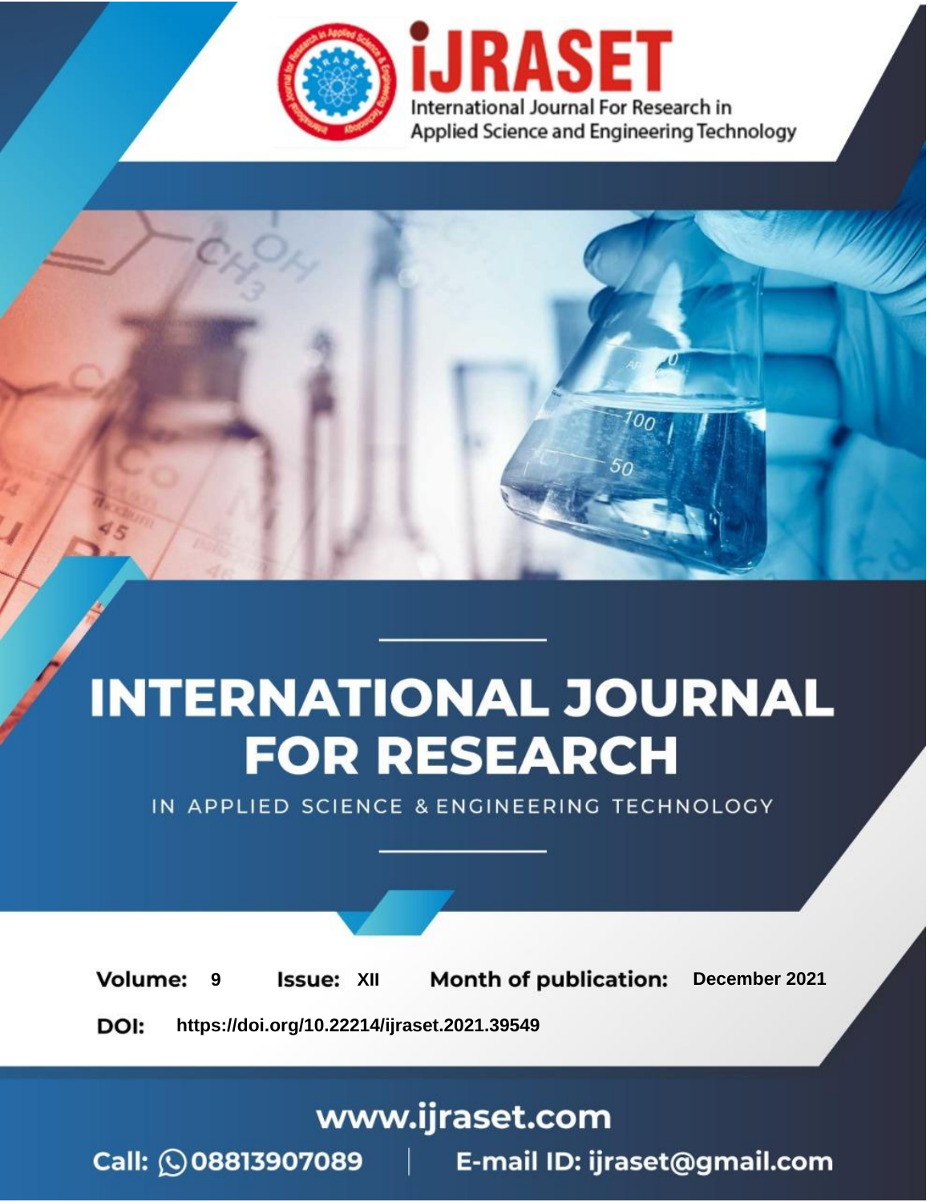iJRASET

International Journal For Research in Applied Science and Engineering Technology

# INTERNATIONAL JOURNAL FOR RESEARCH

IN APPLIED SCIENCE & ENGINEERING TECHNOLOGY

**Volume:** 9 **Issue:** XII **Month of publication:** December 2021

**DOI:** https://doi.org/10.22214/ijraset.2021.39549

www.ijraset.com

Call: 08813907089 | E-mail ID: ijraset@gmail.com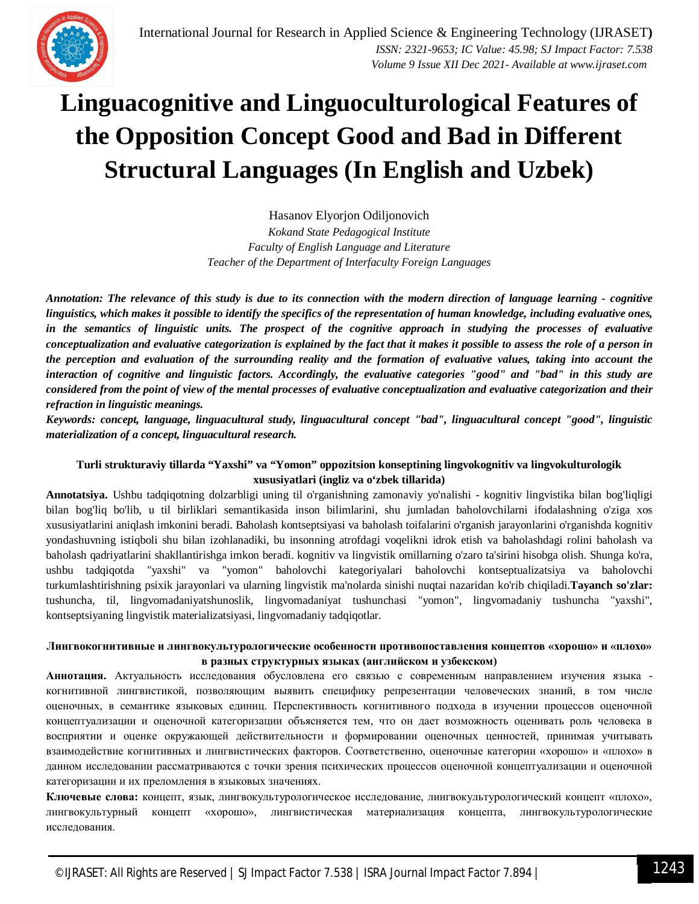# Linguacognitive and Linguoculturological Features of the Opposition Concept Good and Bad in Different Structural Languages (In English and Uzbek)

Hasanov Elyorjon Odiljonovich

*Kokand State Pedagogical Institute*
*Faculty of English Language and Literature*
*Teacher of the Department of Interfaculty Foreign Languages*

***Annotation: The relevance of this study is due to its connection with the modern direction of language learning - cognitive linguistics, which makes it possible to identify the specifics of the representation of human knowledge, including evaluative ones, in the semantics of linguistic units. The prospect of the cognitive approach in studying the processes of evaluative conceptualization and evaluative categorization is explained by the fact that it makes it possible to assess the role of a person in the perception and evaluation of the surrounding reality and the formation of evaluative values, taking into account the interaction of cognitive and linguistic factors. Accordingly, the evaluative categories "good" and "bad" in this study are considered from the point of view of the mental processes of evaluative conceptualization and evaluative categorization and their refraction in linguistic meanings.***

***Keywords: concept, language, linguacultural study, linguacultural concept "bad", linguacultural concept "good", linguistic materialization of a concept, linguacultural research.***

**Turli strukturaviy tillarda “Yaxshi” va “Yomon” oppozitsion konseptining lingvokognitiv va lingvokulturologik xususiyatlari (ingliz va o‘zbek tillarida)**

**Annotatsiya.** Ushbu tadqiqotning dolzarbligi uning til o'rganishning zamonaviy yo'nalishi - kognitiv lingvistika bilan bog'liqligi bilan bog'liq bo'lib, u til birliklari semantikasida inson bilimlarini, shu jumladan baholovchilarni ifodalashning o'ziga xos xususiyatlarini aniqlash imkonini beradi. Baholash kontseptsiyasi va baholash toifalarini o'rganish jarayonlarini o'rganishda kognitiv yondashuvning istiqboli shu bilan izohlanadiki, bu insonning atrofdagi voqelikni idrok etish va baholashdagi rolini baholash va baholash qadriyatlarini shakllantirishga imkon beradi. kognitiv va lingvistik omillarning o'zaro ta'sirini hisobga olish. Shunga ko'ra, ushbu tadqiqotda "yaxshi" va "yomon" baholovchi kategoriyalari baholovchi kontseptualizatsiya va baholovchi turkumlashtirishning psixik jarayonlari va ularning lingvistik ma'nolarda sinishi nuqtai nazaridan ko'rib chiqiladi.**Tayanch so'zlar:** tushuncha, til, lingvomadaniyatshunoslik, lingvomadaniyat tushunchasi "yomon", lingvomadaniy tushuncha "yaxshi", kontseptsiyaning lingvistik materializatsiyasi, lingvomadaniy tadqiqotlar.

**Лингвокогнитивные и лингвокультурологические особенности противопоставления концептов «хорошо» и «плохо» в разных структурных языках (английском и узбекском)**

**Аннотация.** Актуальность исследования обусловлена его связью с современным направлением изучения языка - когнитивной лингвистикой, позволяющим выявить специфику репрезентации человеческих знаний, в том числе оценочных, в семантике языковых единиц. Перспективность когнитивного подхода в изучении процессов оценочной концептуализации и оценочной категоризации объясняется тем, что он дает возможность оценивать роль человека в восприятии и оценке окружающей действительности и формировании оценочных ценностей, принимая учитывать взаимодействие когнитивных и лингвистических факторов. Соответственно, оценочные категории «хорошо» и «плохо» в данном исследовании рассматриваются с точки зрения психических процессов оценочной концептуализации и оценочной категоризации и их преломления в языковых значениях.

**Ключевые слова:** концепт, язык, лингвокультурологическое исследование, лингвокультурологический концепт «плохо», лингвокультурный концепт «хорошо», лингвистическая материализация концепта, лингвокультурологические исследования.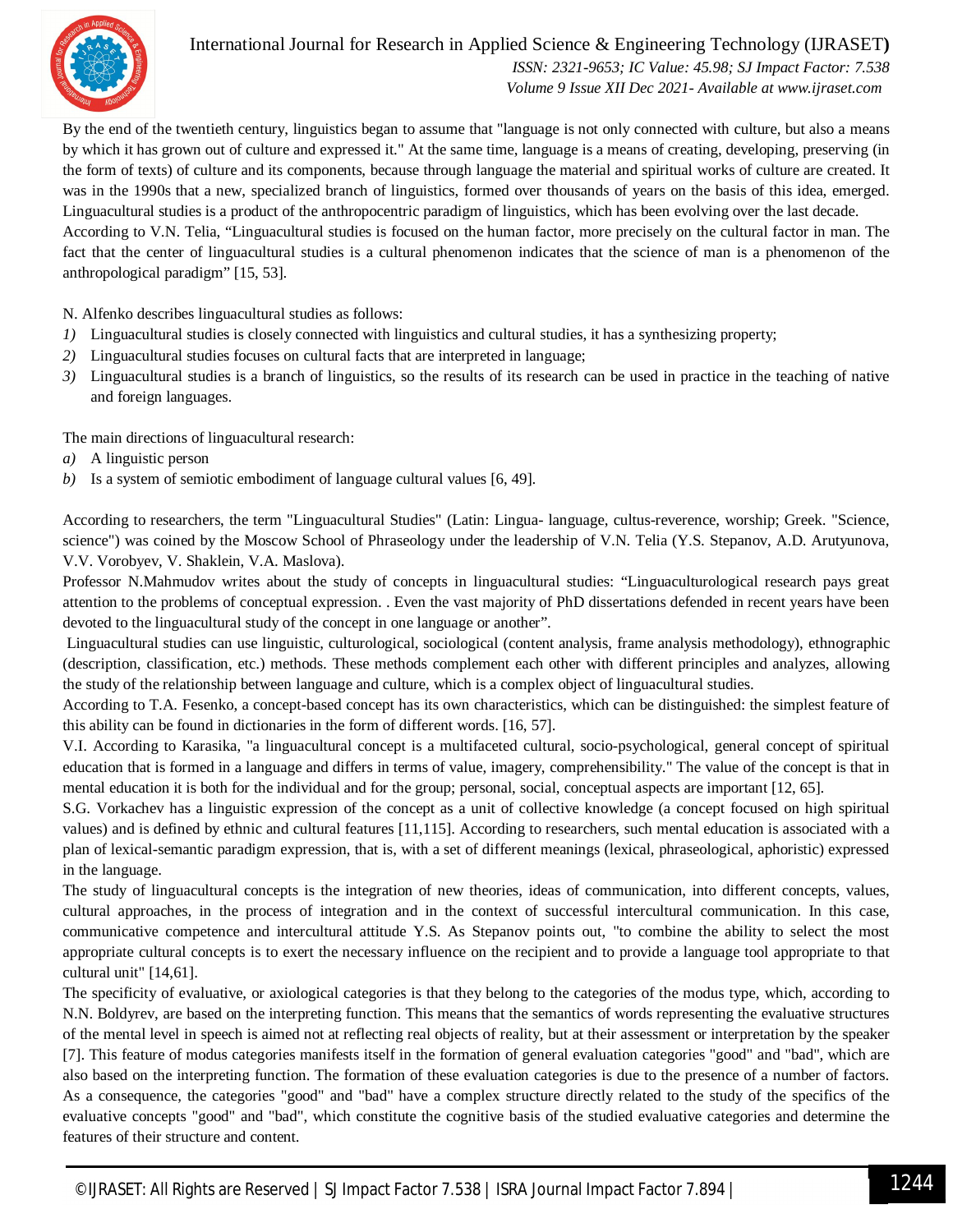By the end of the twentieth century, linguistics began to assume that "language is not only connected with culture, but also a means by which it has grown out of culture and expressed it." At the same time, language is a means of creating, developing, preserving (in the form of texts) of culture and its components, because through language the material and spiritual works of culture are created. It was in the 1990s that a new, specialized branch of linguistics, formed over thousands of years on the basis of this idea, emerged. Linguacultural studies is a product of the anthropocentric paradigm of linguistics, which has been evolving over the last decade.

According to V.N. Telia, "Linguacultural studies is focused on the human factor, more precisely on the cultural factor in man. The fact that the center of linguacultural studies is a cultural phenomenon indicates that the science of man is a phenomenon of the anthropological paradigm" [15, 53].

N. Alfenko describes linguacultural studies as follows:

1) Linguacultural studies is closely connected with linguistics and cultural studies, it has a synthesizing property;
2) Linguacultural studies focuses on cultural facts that are interpreted in language;
3) Linguacultural studies is a branch of linguistics, so the results of its research can be used in practice in the teaching of native and foreign languages.

The main directions of linguacultural research:

a) A linguistic person
b) Is a system of semiotic embodiment of language cultural values [6, 49].

According to researchers, the term "Linguacultural Studies" (Latin: Lingua- language, cultus-reverence, worship; Greek. "Science, science") was coined by the Moscow School of Phraseology under the leadership of V.N. Telia (Y.S. Stepanov, A.D. Arutyunova, V.V. Vorobyev, V. Shaklein, V.A. Maslova).

Professor N.Mahmudov writes about the study of concepts in linguacultural studies: "Linguaculturological research pays great attention to the problems of conceptual expression. . Even the vast majority of PhD dissertations defended in recent years have been devoted to the linguacultural study of the concept in one language or another".

Linguacultural studies can use linguistic, culturological, sociological (content analysis, frame analysis methodology), ethnographic (description, classification, etc.) methods. These methods complement each other with different principles and analyzes, allowing the study of the relationship between language and culture, which is a complex object of linguacultural studies.

According to T.A. Fesenko, a concept-based concept has its own characteristics, which can be distinguished: the simplest feature of this ability can be found in dictionaries in the form of different words. [16, 57].

V.I. According to Karasika, "a linguacultural concept is a multifaceted cultural, socio-psychological, general concept of spiritual education that is formed in a language and differs in terms of value, imagery, comprehensibility." The value of the concept is that in mental education it is both for the individual and for the group; personal, social, conceptual aspects are important [12, 65].

S.G. Vorkachev has a linguistic expression of the concept as a unit of collective knowledge (a concept focused on high spiritual values) and is defined by ethnic and cultural features [11,115]. According to researchers, such mental education is associated with a plan of lexical-semantic paradigm expression, that is, with a set of different meanings (lexical, phraseological, aphoristic) expressed in the language.

The study of linguacultural concepts is the integration of new theories, ideas of communication, into different concepts, values, cultural approaches, in the process of integration and in the context of successful intercultural communication. In this case, communicative competence and intercultural attitude Y.S. As Stepanov points out, "to combine the ability to select the most appropriate cultural concepts is to exert the necessary influence on the recipient and to provide a language tool appropriate to that cultural unit" [14,61].

The specificity of evaluative, or axiological categories is that they belong to the categories of the modus type, which, according to N.N. Boldyrev, are based on the interpreting function. This means that the semantics of words representing the evaluative structures of the mental level in speech is aimed not at reflecting real objects of reality, but at their assessment or interpretation by the speaker [7]. This feature of modus categories manifests itself in the formation of general evaluation categories "good" and "bad", which are also based on the interpreting function. The formation of these evaluation categories is due to the presence of a number of factors. As a consequence, the categories "good" and "bad" have a complex structure directly related to the study of the specifics of the evaluative concepts "good" and "bad", which constitute the cognitive basis of the studied evaluative categories and determine the features of their structure and content.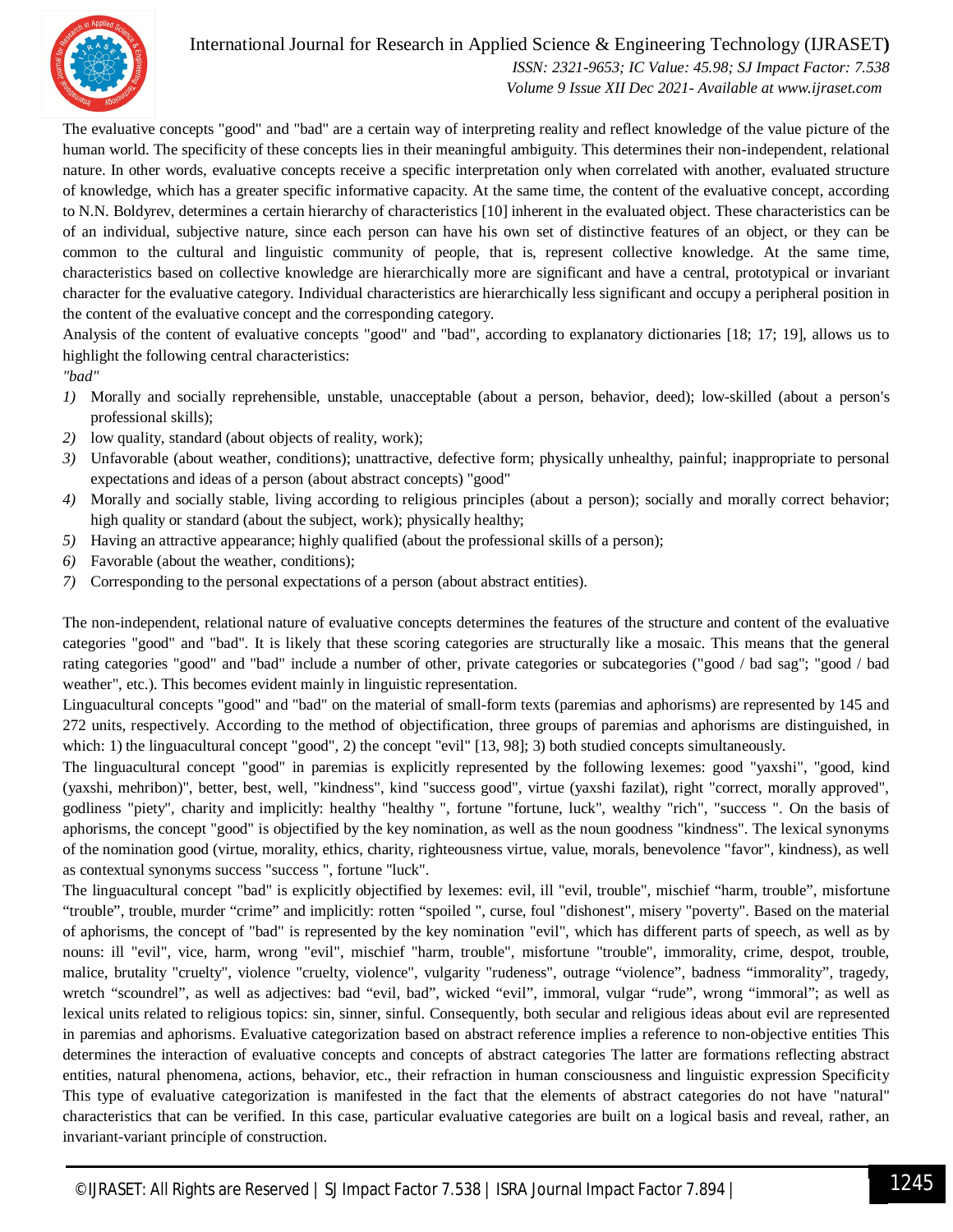The evaluative concepts "good" and "bad" are a certain way of interpreting reality and reflect knowledge of the value picture of the human world. The specificity of these concepts lies in their meaningful ambiguity. This determines their non-independent, relational nature. In other words, evaluative concepts receive a specific interpretation only when correlated with another, evaluated structure of knowledge, which has a greater specific informative capacity. At the same time, the content of the evaluative concept, according to N.N. Boldyrev, determines a certain hierarchy of characteristics [10] inherent in the evaluated object. These characteristics can be of an individual, subjective nature, since each person can have his own set of distinctive features of an object, or they can be common to the cultural and linguistic community of people, that is, represent collective knowledge. At the same time, characteristics based on collective knowledge are hierarchically more are significant and have a central, prototypical or invariant character for the evaluative category. Individual characteristics are hierarchically less significant and occupy a peripheral position in the content of the evaluative concept and the corresponding category.

Analysis of the content of evaluative concepts "good" and "bad", according to explanatory dictionaries [18; 17; 19], allows us to highlight the following central characteristics:

*"bad"*

1) Morally and socially reprehensible, unstable, unacceptable (about a person, behavior, deed); low-skilled (about a person's professional skills);
2) low quality, standard (about objects of reality, work);
3) Unfavorable (about weather, conditions); unattractive, defective form; physically unhealthy, painful; inappropriate to personal expectations and ideas of a person (about abstract concepts) "good"
4) Morally and socially stable, living according to religious principles (about a person); socially and morally correct behavior; high quality or standard (about the subject, work); physically healthy;
5) Having an attractive appearance; highly qualified (about the professional skills of a person);
6) Favorable (about the weather, conditions);
7) Corresponding to the personal expectations of a person (about abstract entities).

The non-independent, relational nature of evaluative concepts determines the features of the structure and content of the evaluative categories "good" and "bad". It is likely that these scoring categories are structurally like a mosaic. This means that the general rating categories "good" and "bad" include a number of other, private categories or subcategories ("good / bad sag"; "good / bad weather", etc.). This becomes evident mainly in linguistic representation.

Linguacultural concepts "good" and "bad" on the material of small-form texts (paremias and aphorisms) are represented by 145 and 272 units, respectively. According to the method of objectification, three groups of paremias and aphorisms are distinguished, in which: 1) the linguacultural concept "good", 2) the concept "evil" [13, 98]; 3) both studied concepts simultaneously.

The linguacultural concept "good" in paremias is explicitly represented by the following lexemes: good "yaxshi", "good, kind (yaxshi, mehribon)", better, best, well, "kindness", kind "success good", virtue (yaxshi fazilat), right "correct, morally approved", godliness "piety", charity and implicitly: healthy "healthy ", fortune "fortune, luck", wealthy "rich", "success ". On the basis of aphorisms, the concept "good" is objectified by the key nomination, as well as the noun goodness "kindness". The lexical synonyms of the nomination good (virtue, morality, ethics, charity, righteousness virtue, value, morals, benevolence "favor", kindness), as well as contextual synonyms success "success ", fortune "luck".

The linguacultural concept "bad" is explicitly objectified by lexemes: evil, ill "evil, trouble", mischief "harm, trouble", misfortune "trouble", trouble, murder "crime" and implicitly: rotten "spoiled ", curse, foul "dishonest", misery "poverty". Based on the material of aphorisms, the concept of "bad" is represented by the key nomination "evil", which has different parts of speech, as well as by nouns: ill "evil", vice, harm, wrong "evil", mischief "harm, trouble", misfortune "trouble", immorality, crime, despot, trouble, malice, brutality "cruelty", violence "cruelty, violence", vulgarity "rudeness", outrage "violence", badness "immorality", tragedy, wretch "scoundrel", as well as adjectives: bad "evil, bad", wicked "evil", immoral, vulgar "rude", wrong "immoral"; as well as lexical units related to religious topics: sin, sinner, sinful. Consequently, both secular and religious ideas about evil are represented in paremias and aphorisms. Evaluative categorization based on abstract reference implies a reference to non-objective entities This determines the interaction of evaluative concepts and concepts of abstract categories The latter are formations reflecting abstract entities, natural phenomena, actions, behavior, etc., their refraction in human consciousness and linguistic expression Specificity This type of evaluative categorization is manifested in the fact that the elements of abstract categories do not have "natural" characteristics that can be verified. In this case, particular evaluative categories are built on a logical basis and reveal, rather, an invariant-variant principle of construction.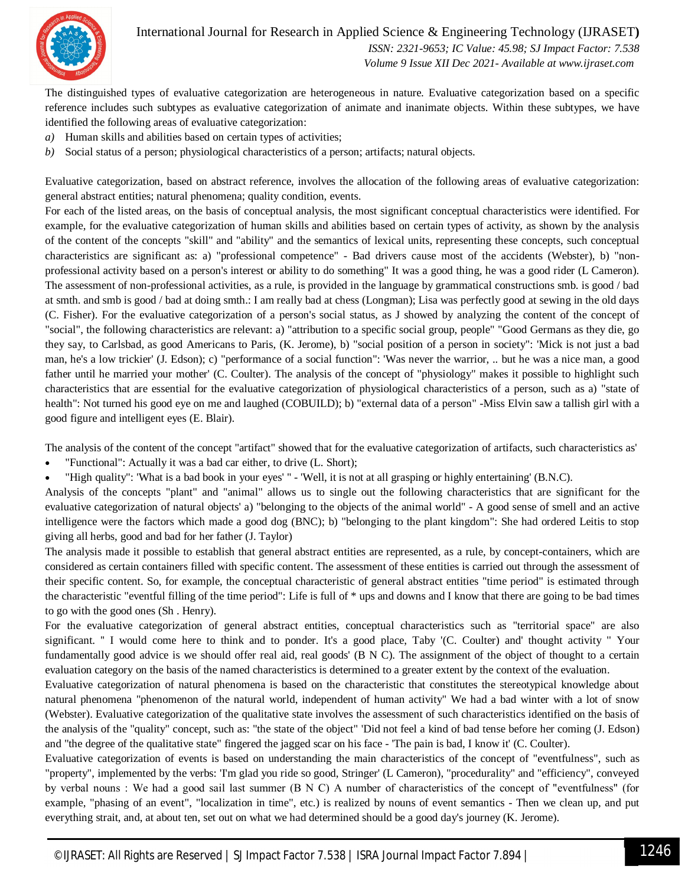The distinguished types of evaluative categorization are heterogeneous in nature. Evaluative categorization based on a specific reference includes such subtypes as evaluative categorization of animate and inanimate objects. Within these subtypes, we have identified the following areas of evaluative categorization:

*a)* Human skills and abilities based on certain types of activities;

*b)* Social status of a person; physiological characteristics of a person; artifacts; natural objects.

Evaluative categorization, based on abstract reference, involves the allocation of the following areas of evaluative categorization: general abstract entities; natural phenomena; quality condition, events.

For each of the listed areas, on the basis of conceptual analysis, the most significant conceptual characteristics were identified. For example, for the evaluative categorization of human skills and abilities based on certain types of activity, as shown by the analysis of the content of the concepts "skill" and "ability" and the semantics of lexical units, representing these concepts, such conceptual characteristics are significant as: a) "professional competence" - Bad drivers cause most of the accidents (Webster), b) "non-professional activity based on a person's interest or ability to do something" It was a good thing, he was a good rider (L Cameron). The assessment of non-professional activities, as a rule, is provided in the language by grammatical constructions smb. is good / bad at smth. and smb is good / bad at doing smth.: I am really bad at chess (Longman); Lisa was perfectly good at sewing in the old days (C. Fisher). For the evaluative categorization of a person's social status, as J showed by analyzing the content of the concept of "social", the following characteristics are relevant: a) "attribution to a specific social group, people" "Good Germans as they die, go they say, to Carlsbad, as good Americans to Paris, (K. Jerome), b) "social position of a person in society": 'Mick is not just a bad man, he's a low trickier' (J. Edson); c) "performance of a social function": 'Was never the warrior, .. but he was a nice man, a good father until he married your mother' (C. Coulter). The analysis of the concept of "physiology" makes it possible to highlight such characteristics that are essential for the evaluative categorization of physiological characteristics of a person, such as a) "state of health": Not turned his good eye on me and laughed (COBUILD); b) "external data of a person" -Miss Elvin saw a tallish girl with a good figure and intelligent eyes (E. Blair).

The analysis of the content of the concept "artifact" showed that for the evaluative categorization of artifacts, such characteristics as'

- "Functional": Actually it was a bad car either, to drive (L. Short);
- "High quality": 'What is a bad book in your eyes' " - 'Well, it is not at all grasping or highly entertaining' (B.N.C).

Analysis of the concepts "plant" and "animal" allows us to single out the following characteristics that are significant for the evaluative categorization of natural objects' a) "belonging to the objects of the animal world" - A good sense of smell and an active intelligence were the factors which made a good dog (BNC); b) "belonging to the plant kingdom": She had ordered Leitis to stop giving all herbs, good and bad for her father (J. Taylor)

The analysis made it possible to establish that general abstract entities are represented, as a rule, by concept-containers, which are considered as certain containers filled with specific content. The assessment of these entities is carried out through the assessment of their specific content. So, for example, the conceptual characteristic of general abstract entities "time period" is estimated through the characteristic "eventful filling of the time period": Life is full of * ups and downs and I know that there are going to be bad times to go with the good ones (Sh . Henry).

For the evaluative categorization of general abstract entities, conceptual characteristics such as "territorial space" are also significant. " I would come here to think and to ponder. It's a good place, Taby '(C. Coulter) and' thought activity " Your fundamentally good advice is we should offer real aid, real goods' (B N C). The assignment of the object of thought to a certain evaluation category on the basis of the named characteristics is determined to a greater extent by the context of the evaluation.

Evaluative categorization of natural phenomena is based on the characteristic that constitutes the stereotypical knowledge about natural phenomena "phenomenon of the natural world, independent of human activity" We had a bad winter with a lot of snow (Webster). Evaluative categorization of the qualitative state involves the assessment of such characteristics identified on the basis of the analysis of the "quality" concept, such as: "the state of the object" 'Did not feel a kind of bad tense before her coming (J. Edson) and "the degree of the qualitative state" fingered the jagged scar on his face - 'The pain is bad, I know it' (C. Coulter).

Evaluative categorization of events is based on understanding the main characteristics of the concept of "eventfulness", such as "property", implemented by the verbs: 'I'm glad you ride so good, Stringer' (L Cameron), "procedurality" and "efficiency", conveyed by verbal nouns : We had a good sail last summer (B N C) A number of characteristics of the concept of "eventfulness" (for example, "phasing of an event", "localization in time", etc.) is realized by nouns of event semantics - Then we clean up, and put everything strait, and, at about ten, set out on what we had determined should be a good day's journey (K. Jerome).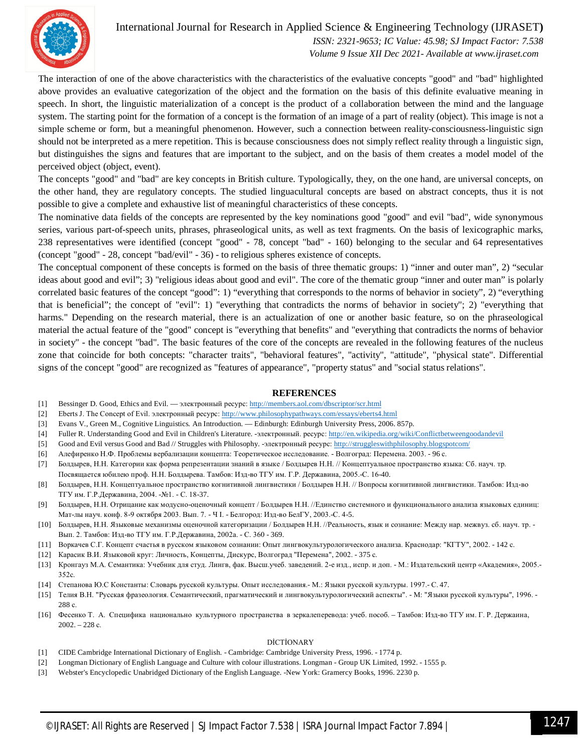The interaction of one of the above characteristics with the characteristics of the evaluative concepts "good" and "bad" highlighted above provides an evaluative categorization of the object and the formation on the basis of this definite evaluative meaning in speech. In short, the linguistic materialization of a concept is the product of a collaboration between the mind and the language system. The starting point for the formation of a concept is the formation of an image of a part of reality (object). This image is not a simple scheme or form, but a meaningful phenomenon. However, such a connection between reality-consciousness-linguistic sign should not be interpreted as a mere repetition. This is because consciousness does not simply reflect reality through a linguistic sign, but distinguishes the signs and features that are important to the subject, and on the basis of them creates a model model of the perceived object (object, event).

The concepts "good" and "bad" are key concepts in British culture. Typologically, they, on the one hand, are universal concepts, on the other hand, they are regulatory concepts. The studied linguacultural concepts are based on abstract concepts, thus it is not possible to give a complete and exhaustive list of meaningful characteristics of these concepts.

The nominative data fields of the concepts are represented by the key nominations good "good" and evil "bad", wide synonymous series, various part-of-speech units, phrases, phraseological units, as well as text fragments. On the basis of lexicographic marks, 238 representatives were identified (concept "good" - 78, concept "bad" - 160) belonging to the secular and 64 representatives (concept "good" - 28, concept "bad/evil" - 36) - to religious spheres existence of concepts.

The conceptual component of these concepts is formed on the basis of three thematic groups: 1) "inner and outer man", 2) "secular ideas about good and evil"; 3) "religious ideas about good and evil". The core of the thematic group "inner and outer man" is polarly correlated basic features of the concept "good": 1) "everything that corresponds to the norms of behavior in society", 2) "everything that is beneficial"; the concept of "evil": 1) "everything that contradicts the norms of behavior in society"; 2) "everything that harms." Depending on the research material, there is an actualization of one or another basic feature, so on the phraseological material the actual feature of the "good" concept is "everything that benefits" and "everything that contradicts the norms of behavior in society" - the concept "bad". The basic features of the core of the concepts are revealed in the following features of the nucleus zone that coincide for both concepts: "character traits", "behavioral features", "activity", "attitude", "physical state". Differential signs of the concept "good" are recognized as "features of appearance", "property status" and "social status relations".

## REFERENCES

[1] Bessinger D. Good, Ethics and Evil. — электронный ресурс: http://members.aol.com/dbscriptor/scr.html

[2] Eberts J. The Concept of Evil. электронный ресурс: http://www.philosophypathways.com/essays/eberts4.html

[3] Evans V., Green M., Cognitive Linguistics. An Introduction. — Edinburgh: Edinburgh University Press, 2006. 857p.

[4] Fuller R. Understanding Good and Evil in Children's Literature. -электронный. ресурс: http://en.wikipedia.org/wiki/Conflictbetweengoodandevil

[5] Good and Evil versus Good and Bad // Struggles with Philosophy. -электронный ресурс: http://struggleswithphilosophy.blogspotcom/

[6] Алефиренко Н.Ф. Проблемы вербализации концепта: Теоретическое исследование. - Волгоград: Перемена. 2003. - 96 с.

[7] Болдырев, Н.Н. Категории как форма репрезентации знаний в языке / Болдырев Н.Н. // Концептуальное пространство языка: Сб. науч. тр. Посвящается юбилею проф. Н.Н. Болдырева. Тамбов: Изд-во ТГУ им. Г.Р. Державина, 2005.-С. 16-40.

[8] Болдырев, Н.Н. Концептуальное пространство когнитивной лингвистики / Болдырев Н.Н. // Вопросы когнитивной лингвистики. Тамбов: Изд-во ТГУ им. Г.Р.Державина, 2004. -№1. - С. 18-37.

[9] Болдырев, Н.Н. Отрицание как модусно-оценочный концепт / Болдырев Н.Н. //Единство системного и функционального анализа языковых единиц: Мат-лы науч. конф. 8-9 октября 2003. Вып. 7. - Ч I. - Белгород: Изд-во БелГУ, 2003.-С. 4-5.

[10] Болдырев, Н.Н. Языковые механизмы оценочной категоризации / Болдырев Н.Н. //Реальность, язык и сознание: Между нар. межвуз. сб. науч. тр. - Вып. 2. Тамбов: Изд-во ТГУ им. Г.Р.Державина, 2002а. - С. 360 - 369.

[11] Воркачев С.Г. Концепт счастья в русском языковом сознании: Опыт лингвокультурологического анализа. Краснодар: "КГТУ", 2002. - 142 с.

[12] Карасик В.И. Языковой круг: Личность, Концепты, Дискурс, Волгоград "Перемена", 2002. - 375 с.

[13] Кронгауз М.А. Семантика: Учебник для студ. Лингв, фак. Высш.учеб. заведений. 2-е изд., испр. и доп. - М.: Издательский центр «Академия», 2005.- 352с.

[14] Степанова Ю.С Константы: Словарь русской культуры. Опыт исследования.- М.: Языки русской культуры. 1997.- С. 47.

[15] Телия В.Н. "Русская фразеология. Семантический, прагматический и лингвокультурологический аспекты". - М: "Языки русской культуры", 1996. - 288 с.

[16] Фесенко Т. А. Специфика национально культурного пространства в зеркалепеpевода: учеб. пособ. – Тамбов: Изд-во ТГУ им. Г. Р. Державина, 2002. – 228 с.

### DİCTİONARY

[1] CIDE Cambridge International Dictionary of English. - Cambridge: Cambridge University Press, 1996. - 1774 p.

[2] Longman Dictionary of English Language and Culture with colour illustrations. Longman - Group UK Limited, 1992. - 1555 p.

[3] Webster's Encyclopedic Unabridged Dictionary of the English Language. -New York: Gramercy Books, 1996. 2230 p.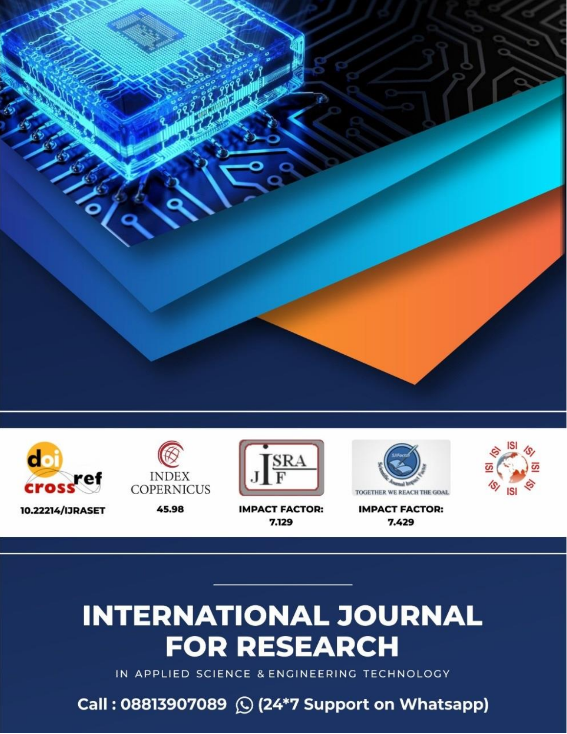10.22214/IJRASET

INDEX COPERNICUS

45.98

IMPACT FACTOR: 7.129

IMPACT FACTOR: 7.429

# INTERNATIONAL JOURNAL FOR RESEARCH

IN APPLIED SCIENCE & ENGINEERING TECHNOLOGY

Call : 08813907089 (24*7 Support on Whatsapp)